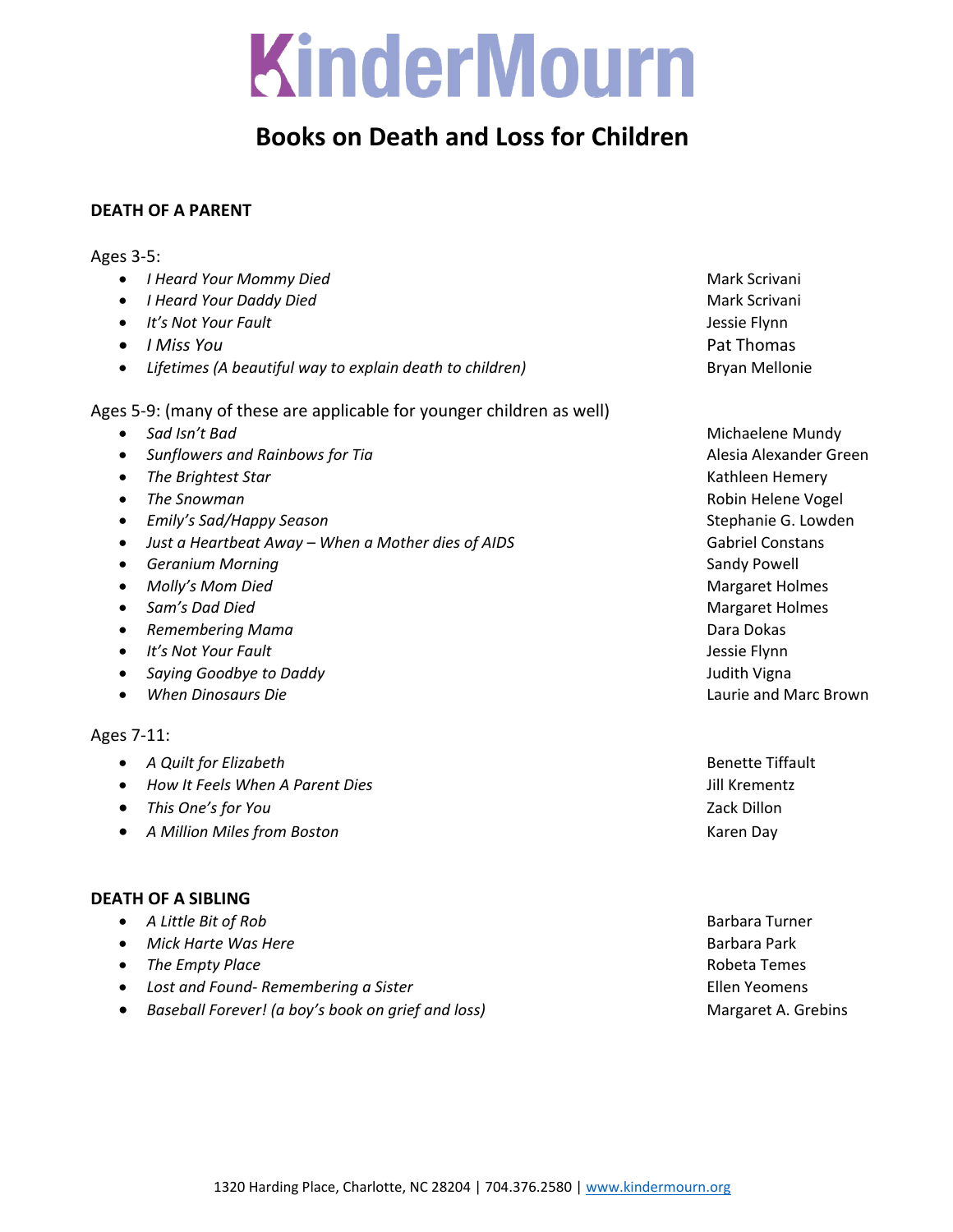# KinderMourn

## Books on Death and Loss for Children

### DEATH OF A PARENT

Ages 3-5:

- *I Heard Your Mommy Died* — Mark Scrivani
- *I Heard Your Daddy Died* — Mark Scrivani
- *It's Not Your Fault* — Jessie Flynn
- *I Miss You* — Pat Thomas
- *Lifetimes (A beautiful way to explain death to children)* — Bryan Mellonie

Ages 5-9: (many of these are applicable for younger children as well)

- *Sad Isn't Bad* — Michaelene Mundy
- *Sunflowers and Rainbows for Tia* — Alesia Alexander Green
- *The Brightest Star* — Kathleen Hemery
- *The Snowman* — Robin Helene Vogel
- *Emily's Sad/Happy Season* — Stephanie G. Lowden
- *Just a Heartbeat Away – When a Mother dies of AIDS* — Gabriel Constans
- *Geranium Morning* — Sandy Powell
- *Molly's Mom Died* — Margaret Holmes
- *Sam's Dad Died* — Margaret Holmes
- *Remembering Mama* — Dara Dokas
- *It's Not Your Fault* — Jessie Flynn
- *Saying Goodbye to Daddy* — Judith Vigna
- *When Dinosaurs Die* — Laurie and Marc Brown

Ages 7-11:

- *A Quilt for Elizabeth* — Benette Tiffault
- *How It Feels When A Parent Dies* — Jill Krementz
- *This One's for You* — Zack Dillon
- *A Million Miles from Boston* — Karen Day

### DEATH OF A SIBLING

- *A Little Bit of Rob* — Barbara Turner
- *Mick Harte Was Here* — Barbara Park
- *The Empty Place* — Robeta Temes
- *Lost and Found- Remembering a Sister* — Ellen Yeomens
- *Baseball Forever! (a boy's book on grief and loss)* — Margaret A. Grebins

1320 Harding Place, Charlotte, NC 28204 | 704.376.2580 | www.kindermourn.org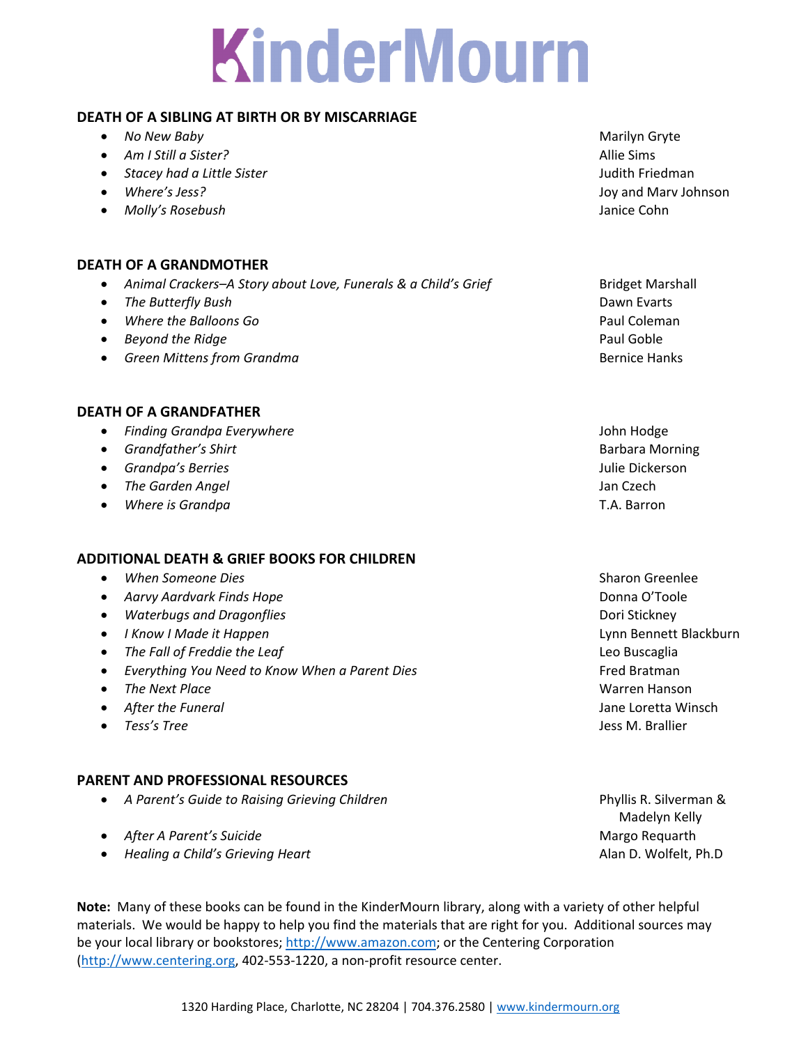# KinderMourn

## DEATH OF A SIBLING AT BIRTH OR BY MISCARRIAGE

- *No New Baby* — Marilyn Gryte
- *Am I Still a Sister?* — Allie Sims
- *Stacey had a Little Sister* — Judith Friedman
- *Where's Jess?* — Joy and Marv Johnson
- *Molly's Rosebush* — Janice Cohn

## DEATH OF A GRANDMOTHER

- *Animal Crackers–A Story about Love, Funerals & a Child's Grief* — Bridget Marshall
- *The Butterfly Bush* — Dawn Evarts
- *Where the Balloons Go* — Paul Coleman
- *Beyond the Ridge* — Paul Goble
- *Green Mittens from Grandma* — Bernice Hanks

## DEATH OF A GRANDFATHER

- *Finding Grandpa Everywhere* — John Hodge
- *Grandfather's Shirt* — Barbara Morning
- *Grandpa's Berries* — Julie Dickerson
- *The Garden Angel* — Jan Czech
- *Where is Grandpa* — T.A. Barron

## ADDITIONAL DEATH & GRIEF BOOKS FOR CHILDREN

- *When Someone Dies* — Sharon Greenlee
- *Aarvy Aardvark Finds Hope* — Donna O'Toole
- *Waterbugs and Dragonflies* — Dori Stickney
- *I Know I Made it Happen* — Lynn Bennett Blackburn
- *The Fall of Freddie the Leaf* — Leo Buscaglia
- *Everything You Need to Know When a Parent Dies* — Fred Bratman
- *The Next Place* — Warren Hanson
- *After the Funeral* — Jane Loretta Winsch
- *Tess's Tree* — Jess M. Brallier

## PARENT AND PROFESSIONAL RESOURCES

- *A Parent's Guide to Raising Grieving Children* — Phyllis R. Silverman & Madelyn Kelly
- *After A Parent's Suicide* — Margo Requarth
- *Healing a Child's Grieving Heart* — Alan D. Wolfelt, Ph.D

**Note:** Many of these books can be found in the KinderMourn library, along with a variety of other helpful materials. We would be happy to help you find the materials that are right for you. Additional sources may be your local library or bookstores; http://www.amazon.com; or the Centering Corporation (http://www.centering.org, 402-553-1220, a non-profit resource center.

1320 Harding Place, Charlotte, NC 28204 | 704.376.2580 | www.kindermourn.org